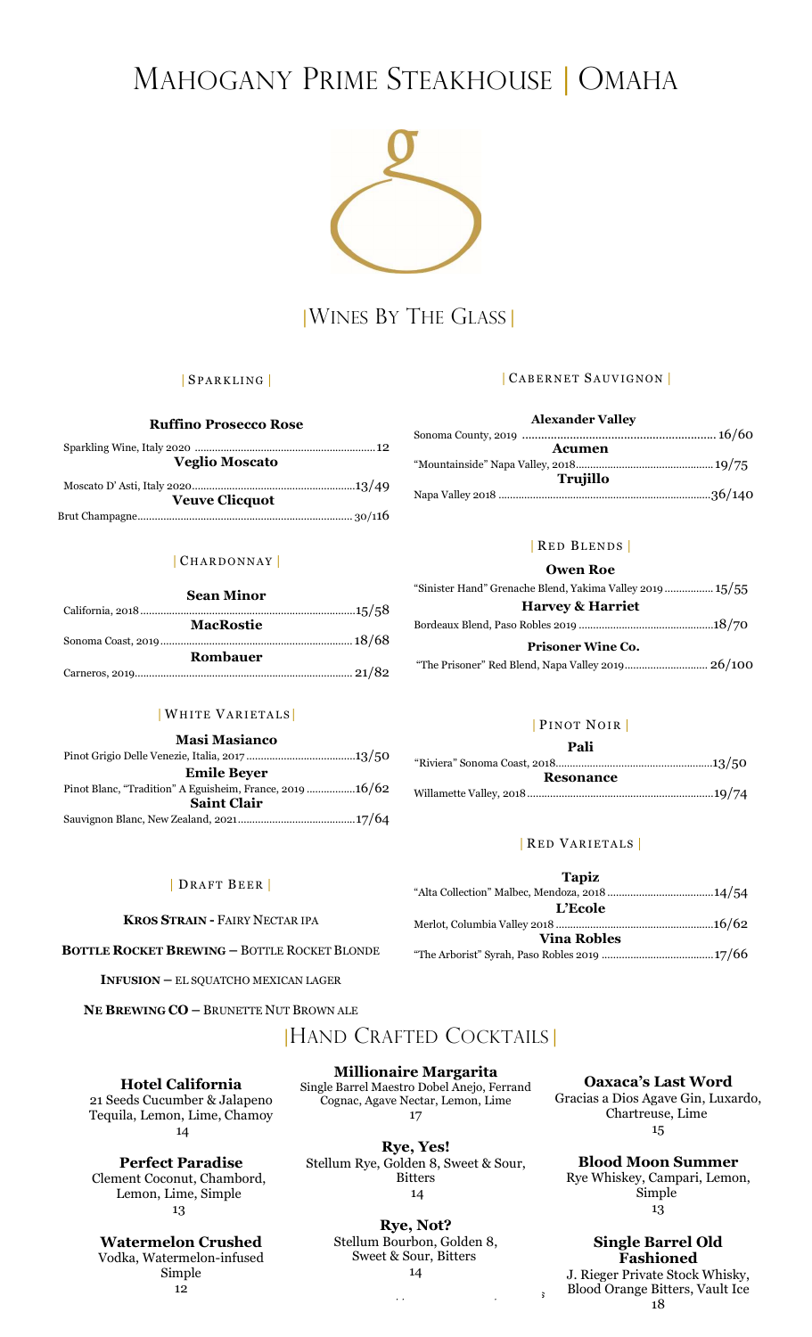# Mahogany Prime Steakhouse | Omaha

## Wines By The Glass

### Sparkling

**Ruffino Prosecco Rose**
Sparkling Wine, Italy 2020 .......... 12

**Veglio Moscato**
Moscato D' Asti, Italy 2020 .......... 13/49

**Veuve Clicquot**
Brut Champagne .......... 30/116

### Chardonnay

**Sean Minor**
California, 2018 .......... 15/58

**MacRostie**
Sonoma Coast, 2019 .......... 18/68

**Rombauer**
Carneros, 2019 .......... 21/82

### White Varietals

**Masi Masianco**
Pinot Grigio Delle Venezie, Italia, 2017 .......... 13/50

**Emile Beyer**
Pinot Blanc, "Tradition" A Eguisheim, France, 2019 .......... 16/62

**Saint Clair**
Sauvignon Blanc, New Zealand, 2021 .......... 17/64

### Draft Beer

**Kros Strain -** Fairy Nectar IPA

**Bottle Rocket Brewing –** Bottle Rocket Blonde

**Infusion –** El Squatcho Mexican Lager

**NE Brewing Co –** Brunette Nut Brown Ale

### Cabernet Sauvignon

**Alexander Valley**
Sonoma County, 2019 .......... 16/60

**Acumen**
"Mountainside" Napa Valley, 2018 .......... 19/75

**Trujillo**
Napa Valley 2018 .......... 36/140

### Red Blends

**Owen Roe**
"Sinister Hand" Grenache Blend, Yakima Valley 2019 .......... 15/55

**Harvey & Harriet**
Bordeaux Blend, Paso Robles 2019 .......... 18/70

**Prisoner Wine Co.**
"The Prisoner" Red Blend, Napa Valley 2019 .......... 26/100

### Pinot Noir

**Pali**
"Riviera" Sonoma Coast, 2018 .......... 13/50

**Resonance**
Willamette Valley, 2018 .......... 19/74

### Red Varietals

**Tapiz**
"Alta Collection" Malbec, Mendoza, 2018 .......... 14/54

**L'Ecole**
Merlot, Columbia Valley 2018 .......... 16/62

**Vina Robles**
"The Arborist" Syrah, Paso Robles 2019 .......... 17/66

## Hand Crafted Cocktails

**Hotel California**
21 Seeds Cucumber & Jalapeno Tequila, Lemon, Lime, Chamoy
14

**Perfect Paradise**
Clement Coconut, Chambord, Lemon, Lime, Simple
13

**Watermelon Crushed**
Vodka, Watermelon-infused Simple
12

**Millionaire Margarita**
Single Barrel Maestro Dobel Anejo, Ferrand Cognac, Agave Nectar, Lemon, Lime
17

**Rye, Yes!**
Stellum Rye, Golden 8, Sweet & Sour, Bitters
14

**Rye, Not?**
Stellum Bourbon, Golden 8, Sweet & Sour, Bitters
14

**Oaxaca's Last Word**
Gracias a Dios Agave Gin, Luxardo, Chartreuse, Lime
15

**Blood Moon Summer**
Rye Whiskey, Campari, Lemon, Simple
13

**Single Barrel Old Fashioned**
J. Rieger Private Stock Whisky, Blood Orange Bitters, Vault Ice
18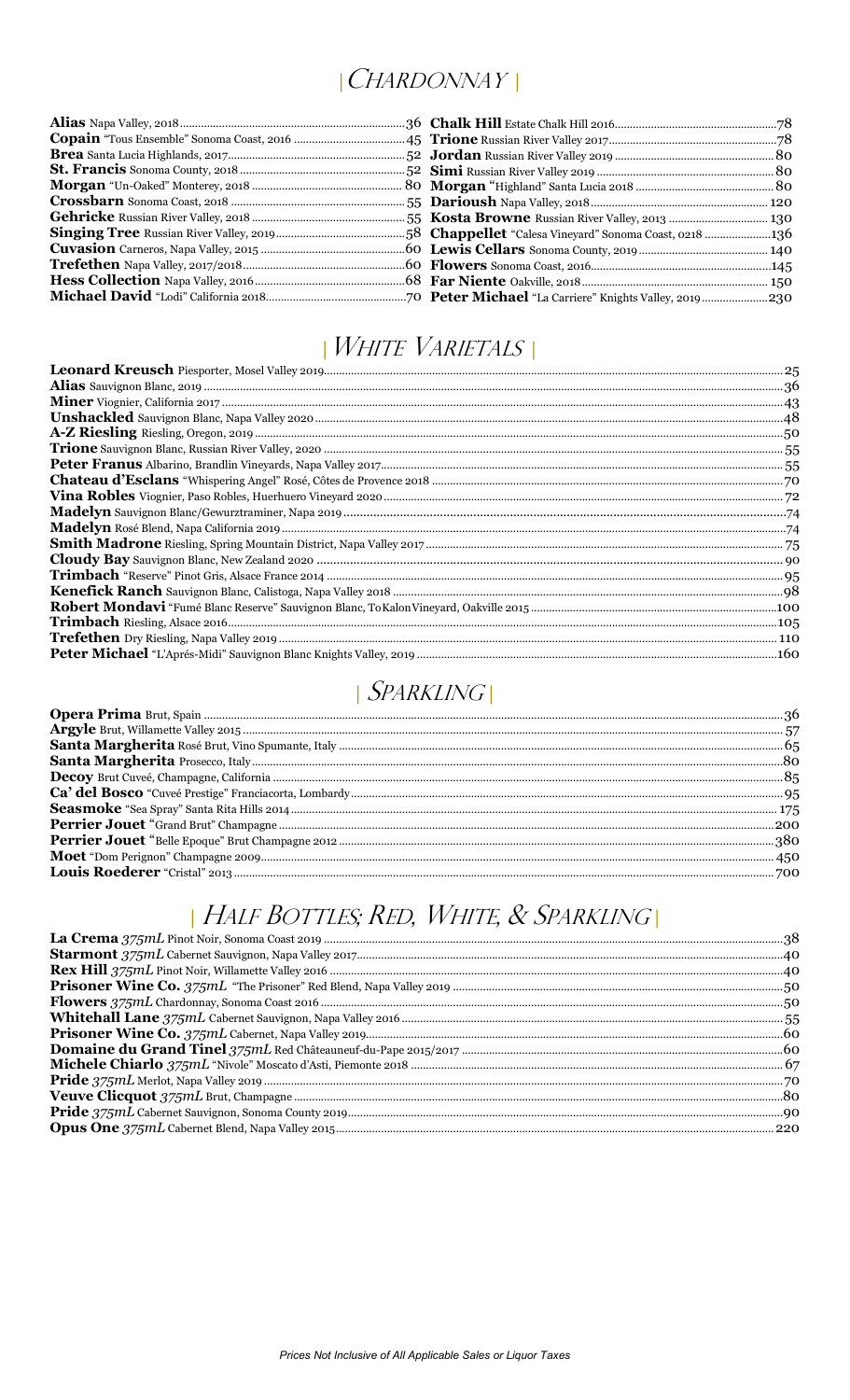## | Chardonnay |

**Alias** Napa Valley, 2018 .......... 36
**Copain** "Tous Ensemble" Sonoma Coast, 2016 .......... 45
**Brea** Santa Lucia Highlands, 2017 .......... 52
**St. Francis** Sonoma County, 2018 .......... 52
**Morgan** "Un-Oaked" Monterey, 2018 .......... 80
**Crossbarn** Sonoma Coast, 2018 .......... 55
**Gehricke** Russian River Valley, 2018 .......... 55
**Singing Tree** Russian River Valley, 2019 .......... 58
**Cuvasion** Carneros, Napa Valley, 2015 .......... 60
**Trefethen** Napa Valley, 2017/2018 .......... 60
**Hess Collection** Napa Valley, 2016 .......... 68
**Michael David** "Lodi" California 2018 .......... 70
**Chalk Hill** Estate Chalk Hill 2016 .......... 78
**Trione** Russian River Valley 2017 .......... 78
**Jordan** Russian River Valley 2019 .......... 80
**Simi** Russian River Valley 2019 .......... 80
**Morgan** "Highland" Santa Lucia 2018 .......... 80
**Darioush** Napa Valley, 2018 .......... 120
**Kosta Browne** Russian River Valley, 2013 .......... 130
**Chappellet** "Calesa Vineyard" Sonoma Coast, 0218 .......... 136
**Lewis Cellars** Sonoma County, 2019 .......... 140
**Flowers** Sonoma Coast, 2016 .......... 145
**Far Niente** Oakville, 2018 .......... 150
**Peter Michael** "La Carriere" Knights Valley, 2019 .......... 230

## | White Varietals |

**Leonard Kreusch** Piesporter, Mosel Valley 2019 .......... 25
**Alias** Sauvignon Blanc, 2019 .......... 36
**Miner** Viognier, California 2017 .......... 43
**Unshackled** Sauvignon Blanc, Napa Valley 2020 .......... 48
**A-Z Riesling** Riesling, Oregon, 2019 .......... 50
**Trione** Sauvignon Blanc, Russian River Valley, 2020 .......... 55
**Peter Franus** Albarino, Brandlin Vineyards, Napa Valley 2017 .......... 55
**Chateau d'Esclans** "Whispering Angel" Rosé, Côtes de Provence 2018 .......... 70
**Vina Robles** Viognier, Paso Robles, Huerhuero Vineyard 2020 .......... 72
**Madelyn** Sauvignon Blanc/Gewurztraminer, Napa 2019 .......... 74
**Madelyn** Rosé Blend, Napa California 2019 .......... 74
**Smith Madrone** Riesling, Spring Mountain District, Napa Valley 2017 .......... 75
**Cloudy Bay** Sauvignon Blanc, New Zealand 2020 .......... 90
**Trimbach** "Reserve" Pinot Gris, Alsace France 2014 .......... 95
**Kenefick Ranch** Sauvignon Blanc, Calistoga, Napa Valley 2018 .......... 98
**Robert Mondavi** "Fumé Blanc Reserve" Sauvignon Blanc, ToKalon Vineyard, Oakville 2015 .......... 100
**Trimbach** Riesling, Alsace 2016 .......... 105
**Trefethen** Dry Riesling, Napa Valley 2019 .......... 110
**Peter Michael** "L'Aprés-Midi" Sauvignon Blanc Knights Valley, 2019 .......... 160

## | Sparkling |

**Opera Prima** Brut, Spain .......... 36
**Argyle** Brut, Willamette Valley 2015 .......... 57
**Santa Margherita** Rosé Brut, Vino Spumante, Italy .......... 65
**Santa Margherita** Prosecco, Italy .......... 80
**Decoy** Brut Cuveé, Champagne, California .......... 85
**Ca' del Bosco** "Cuveé Prestige" Franciacorta, Lombardy .......... 95
**Seasmoke** "Sea Spray" Santa Rita Hills 2014 .......... 175
**Perrier Jouet** "Grand Brut" Champagne .......... 200
**Perrier Jouet** "Belle Epoque" Brut Champagne 2012 .......... 380
**Moet** "Dom Perignon" Champagne 2009 .......... 450
**Louis Roederer** "Cristal" 2013 .......... 700

## | Half Bottles; Red, White, & Sparkling |

**La Crema** *375mL* Pinot Noir, Sonoma Coast 2019 .......... 38
**Starmont** *375mL* Cabernet Sauvignon, Napa Valley 2017 .......... 40
**Rex Hill** *375mL* Pinot Noir, Willamette Valley 2016 .......... 40
**Prisoner Wine Co.** *375mL* "The Prisoner" Red Blend, Napa Valley 2019 .......... 50
**Flowers** *375mL* Chardonnay, Sonoma Coast 2016 .......... 50
**Whitehall Lane** *375mL* Cabernet Sauvignon, Napa Valley 2016 .......... 55
**Prisoner Wine Co.** *375mL* Cabernet, Napa Valley 2019 .......... 60
**Domaine du Grand Tinel** *375mL* Red Châteauneuf-du-Pape 2015/2017 .......... 60
**Michele Chiarlo** *375mL* "Nivole" Moscato d'Asti, Piemonte 2018 .......... 67
**Pride** *375mL* Merlot, Napa Valley 2019 .......... 70
**Veuve Clicquot** *375mL* Brut, Champagne .......... 80
**Pride** *375mL* Cabernet Sauvignon, Sonoma County 2019 .......... 90
**Opus One** *375mL* Cabernet Blend, Napa Valley 2015 .......... 220

*Prices Not Inclusive of All Applicable Sales or Liquor Taxes*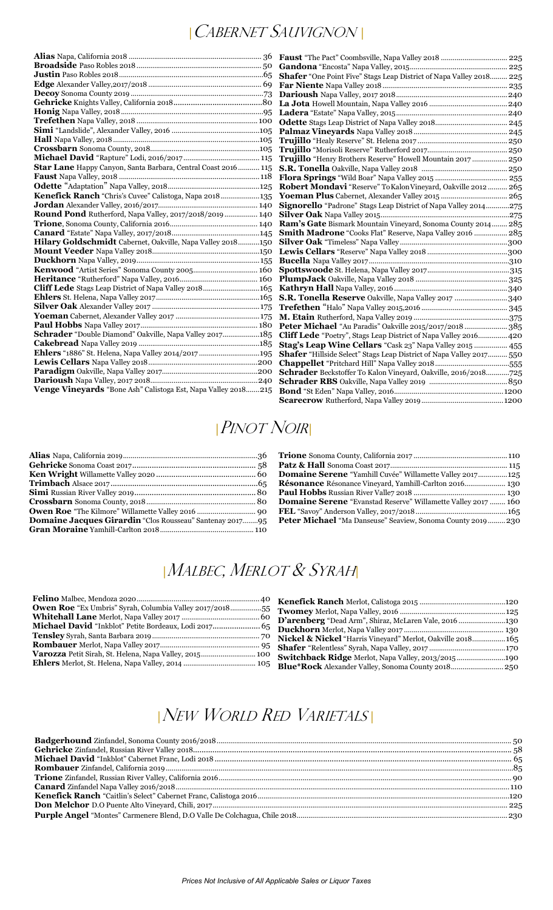# Cabernet Sauvignon

**Alias** Napa, California 2018 .......... 36
**Broadside** Paso Robles 2018 .......... 50
**Justin** Paso Robles 2018 .......... 65
**Edge** Alexander Valley,2017/2018 .......... 69
**Decoy** Sonoma County 2019 .......... 73
**Gehricke** Knights Valley, California 2018 .......... 80
**Honig** Napa Valley, 2018 .......... 95
**Trefethen** Napa Valley, 2018 .......... 100
**Simi** "Landslide", Alexander Valley, 2016 .......... 105
**Hall** Napa Valley, 2018 .......... 105
**Crossbarn** Sonoma County, 2018 .......... 105
**Michael David** "Rapture" Lodi, 2016/2017 .......... 115
**Star Lane** Happy Canyon, Santa Barbara, Central Coast 2016 .......... 115
**Faust** Napa Valley, 2018 .......... 118
**Odette** "Adaptation" Napa Valley, 2018 .......... 125
**Kenefick Ranch** "Chris's Cuvee" Calistoga, Napa 2018 .......... 135
**Jordan** Alexander Valley, 2016/2017 .......... 140
**Round Pond** Rutherford, Napa Valley, 2017/2018/2019 .......... 140
**Trione**, Sonoma County, California 2016 .......... 140
**Canard** "Estate" Napa Valley, 2017/2018 .......... 145
**Hilary Goldschmidt** Cabernet, Oakville, Napa Valley 2018 .......... 150
**Mount Veeder** Napa Valley 2018 .......... 150
**Duckhorn** Napa Valley, 2019 .......... 155
**Kenwood** "Artist Series" Sonoma County 2005 .......... 160
**Heritance** "Rutherford" Napa Valley, 2016 .......... 160
**Cliff Lede** Stags Leap District of Napa Valley 2018 .......... 165
**Ehlers** St. Helena, Napa Valley 2017 .......... 165
**Silver Oak** Alexander Valley 2017 .......... 175
**Yoeman** Cabernet, Alexander Valley 2016 .......... 175
**Paul Hobbs** Napa Valley 2017 .......... 180
**Schrader** "Double Diamond" Oakville, Napa Valley 2017 .......... 185
**Cakebread** Napa Valley 2019 .......... 185
**Ehlers** "1886" St. Helena, Napa Valley 2014/2017 .......... 195
**Lewis Cellars** Napa Valley 2018 .......... 200
**Paradigm** Oakville, Napa Valley 2017 .......... 200
**Darioush** Napa Valley, 2017 2018 .......... 240
**Venge Vineyards** "Bone Ash" Calistoga Est, Napa Valley 2018 .......... 215
**Faust** "The Pact" Coombsville, Napa Valley 2018 .......... 225
**Gandona** "Encosta" Napa Valley, 2015 .......... 225
**Shafer** "One Point Five" Stags Leap District of Napa Valley 2018 .......... 225
**Far Niente** Napa Valley 2018 .......... 235
**Darioush** Napa Valley, 2017 2018 .......... 240
**La Jota** Howell Mountain, Napa Valley 2016 .......... 240
**Ladera** "Estate" Napa Valley, 2015 .......... 240
**Odette** Stags Leap District of Napa Valley 2018 .......... 245
**Palmaz Vineyards** Napa Valley 2018 .......... 245
**Trujillo** "Healy Reserve" St. Helena 2017 .......... 250
**Trujillo** "Morisoli Reserve" Rutherford 2017 .......... 250
**Trujillo** "Henry Brothers Reserve" Howell Mountain 2017 .......... 250
**S.R. Tonella** Oakville, Napa Valley 2018 .......... 250
**Flora Springs** "Wild Boar" Napa Valley 2015 .......... 255
**Robert Mondavi** "Reserve" To Kalon Vineyard, Oakville 2012 .......... 265
**Yoeman Plus** Cabernet, Alexander Valley 2015 .......... 265
**Signorello** "Padrone" Stags Leap District of Napa Valley 2014 .......... 275
**Silver Oak** Napa Valley 2015 .......... 275
**Ram's Gate** Bismark Mountain Vineyard, Sonoma County 2014 .......... 285
**Smith Madrone** "Cooks Flat" Reserve, Napa Valley 2016 .......... 285
**Silver Oak** "Timeless" Napa Valley .......... 300
**Lewis Cellars** "Reserve" Napa Valley 2018 .......... 300
**Bucella** Napa Valley 2017 .......... 310
**Spottswoode** St. Helena, Napa Valley 2017 .......... 315
**PlumpJack** Oakville, Napa Valley 2018 .......... 325
**Kathryn Hall** Napa Valley, 2016 .......... 340
**S.R. Tonella Reserve** Oakville, Napa Valley 2017 .......... 340
**Trefethen** "Halo" Napa Valley 2015,2016 .......... 345
**M. Etain** Rutherford, Napa Valley 2019 .......... 375
**Peter Michael** "Au Paradis" Oakville 2015/2017/2018 .......... 385
**Cliff Lede** "Poetry", Stags Leap District of Napa Valley 2016 .......... 420
**Stag's Leap Wine Cellars** "Cask 23" Napa Valley 2015 .......... 455
**Shafer** "Hillside Select" Stags Leap District of Napa Valley 2017 .......... 550
**Chappellet** "Pritchard Hill" Napa Valley 2018 .......... 555
**Schrader** Beckstoffer To Kalon Vineyard, Oakville, 2016/2018 .......... 725
**Schrader RBS** Oakville, Napa Valley 2019 .......... 850
**Bond** "St Eden" Napa Valley, 2016 .......... 1200
**Scarecrow** Rutherford, Napa Valley 2019 .......... 1200

# Pinot Noir

**Alias** Napa, California 2019 .......... 36
**Gehricke** Sonoma Coast 2017 .......... 58
**Ken Wright** Willamette Valley 2020 .......... 60
**Trimbach** Alsace 2017 .......... 65
**Simi** Russian River Valley 2019 .......... 80
**Crossbarn** Sonoma County, 2018 .......... 80
**Owen Roe** "The Kilmore" Willamette Valley 2016 .......... 90
**Domaine Jacques Girardin** "Clos Rousseau" Santenay 2017 .......... 95
**Gran Moraine** Yamhill-Carlton 2018 .......... 110
**Trione** Sonoma County, California 2017 .......... 110
**Patz & Hall** Sonoma Coast 2017 .......... 115
**Domaine Serene** "Yamhill Cuvée" Willamette Valley 2017 .......... 125
**Résonance** Résonance Vineyard, Yamhill-Carlton 2016 .......... 130
**Paul Hobbs** Russian River Valley 2018 .......... 130
**Domaine Serene** "Evanstad Reserve" Willamette Valley 2017 .......... 160
**FEL** "Savoy" Anderson Valley, 2017/2018 .......... 165
**Peter Michael** "Ma Danseuse" Seaview, Sonoma County 2019 .......... 230

# Malbec, Merlot & Syrah

**Felino** Malbec, Mendoza 2020 .......... 40
**Owen Roe** "Ex Umbris" Syrah, Columbia Valley 2017/2018 .......... 55
**Whitehall Lane** Merlot, Napa Valley 2017 .......... 60
**Michael David** "Inkblot" Petite Bordeaux, Lodi 2017 .......... 65
**Tensley** Syrah, Santa Barbara 2019 .......... 70
**Rombauer** Merlot, Napa Valley 2017 .......... 95
**Varozza** Petit Sirah, St. Helena, Napa Valley, 2015 .......... 100
**Ehlers** Merlot, St. Helena, Napa Valley, 2014 .......... 105
**Kenefick Ranch** Merlot, Calistoga 2015 .......... 120
**Twomey** Merlot, Napa Valley, 2016 .......... 125
**D'arenberg** "Dead Arm", Shiraz, McLaren Vale, 2016 .......... 130
**Duckhorn** Merlot, Napa Valley 2017 .......... 130
**Nickel & Nickel** "Harris Vineyard" Merlot, Oakville 2018 .......... 165
**Shafer** "Relentless" Syrah, Napa Valley, 2017 .......... 170
**Switchback Ridge** Merlot, Napa Valley, 2013/2015 .......... 190
**Blue\*Rock** Alexander Valley, Sonoma County 2018 .......... 250

# New World Red Varietals

**Badgerhound** Zinfandel, Sonoma County 2016/2018 .......... 50
**Gehricke** Zinfandel, Russian River Valley 2018 .......... 58
**Michael David** "Inkblot" Cabernet Franc, Lodi 2018 .......... 65
**Rombauer** Zinfandel, California 2019 .......... 85
**Trione** Zinfandel, Russian River Valley, California 2016 .......... 90
**Canard** Zinfandel Napa Valley 2016/2018 .......... 110
**Kenefick Ranch** "Caitlin's Select" Cabernet Franc, Calistoga 2016 .......... 120
**Don Melchor** D.O Puente Alto Vineyard, Chili, 2017 .......... 225
**Purple Angel** "Montes" Carmenere Blend, D.O Valle De Colchagua, Chile 2018 .......... 230

*Prices Not Inclusive of All Applicable Sales or Liquor Taxes*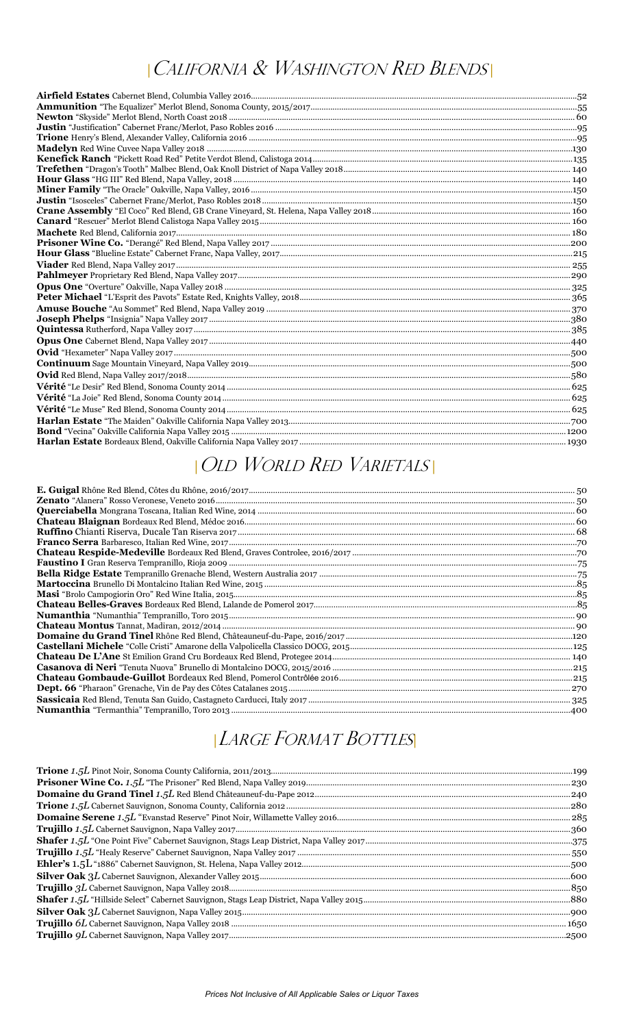# CALIFORNIA & WASHINGTON RED BLENDS

**Airfield Estates** Cabernet Blend, Columbia Valley 2016 ........ 52
**Ammunition** "The Equalizer" Merlot Blend, Sonoma County, 2015/2017 ........ 55
**Newton** "Skyside" Merlot Blend, North Coast 2018 ........ 60
**Justin** "Justification" Cabernet Franc/Merlot, Paso Robles 2016 ........ 95
**Trione** Henry's Blend, Alexander Valley, California 2016 ........ 95
**Madelyn** Red Wine Cuvee Napa Valley 2018 ........ 130
**Kenefick Ranch** "Pickett Road Red" Petite Verdot Blend, Calistoga 2014 ........ 135
**Trefethen** "Dragon's Tooth" Malbec Blend, Oak Knoll District of Napa Valley 2018 ........ 140
**Hour Glass** "HG III" Red Blend, Napa Valley, 2018 ........ 140
**Miner Family** "The Oracle" Oakville, Napa Valley, 2016 ........ 150
**Justin** "Isosceles" Cabernet Franc/Merlot, Paso Robles 2018 ........ 150
**Crane Assembly** "El Coco" Red Blend, GB Crane Vineyard, St. Helena, Napa Valley 2018 ........ 160
**Canard** "Rescuer" Merlot Blend Calistoga Napa Valley 2015 ........ 160
**Machete** Red Blend, California 2017 ........ 180
**Prisoner Wine Co.** "Derangé" Red Blend, Napa Valley 2017 ........ 200
**Hour Glass** "Blueline Estate" Cabernet Franc, Napa Valley, 2017 ........ 215
**Viader** Red Blend, Napa Valley 2017 ........ 255
**Pahlmeyer** Proprietary Red Blend, Napa Valley 2017 ........ 290
**Opus One** "Overture" Oakville, Napa Valley 2018 ........ 325
**Peter Michael** "L'Esprit des Pavots" Estate Red, Knights Valley, 2018 ........ 365
**Amuse Bouche** "Au Sommet" Red Blend, Napa Valley 2019 ........ 370
**Joseph Phelps** "Insignia" Napa Valley 2017 ........ 380
**Quintessa** Rutherford, Napa Valley 2017 ........ 385
**Opus One** Cabernet Blend, Napa Valley 2017 ........ 440
**Ovid** "Hexameter" Napa Valley 2017 ........ 500
**Continuum** Sage Mountain Vineyard, Napa Valley 2019 ........ 500
**Ovid** Red Blend, Napa Valley 2017/2018 ........ 580
**Vérité** "Le Desir" Red Blend, Sonoma County 2014 ........ 625
**Vérité** "La Joie" Red Blend, Sonoma County 2014 ........ 625
**Vérité** "Le Muse" Red Blend, Sonoma County 2014 ........ 625
**Harlan Estate** "The Maiden" Oakville California Napa Valley 2013 ........ 700
**Bond** "Vecina" Oakville California Napa Valley 2015 ........ 1200
**Harlan Estate** Bordeaux Blend, Oakville California Napa Valley 2017 ........ 1930

# OLD WORLD RED VARIETALS

**E. Guigal** Rhône Red Blend, Côtes du Rhône, 2016/2017 ........ 50
**Zenato** "Alanera" Rosso Veronese, Veneto 2016 ........ 50
**Querciabella** Mongrana Toscana, Italian Red Wine, 2014 ........ 60
**Chateau Blaignan** Bordeaux Red Blend, Médoc 2016 ........ 60
**Ruffino** Chianti Riserva, Ducale Tan Riserva 2017 ........ 68
**Franco Serra** Barbaresco, Italian Red Wine, 2017 ........ 70
**Chateau Respide-Medeville** Bordeaux Red Blend, Graves Controlee, 2016/2017 ........ 70
**Faustino I** Gran Reserva Tempranillo, Rioja 2009 ........ 75
**Bella Ridge Estate** Tempranillo Grenache Blend, Western Australia 2017 ........ 75
**Martoccina** Brunello Di Montalcino Italian Red Wine, 2015 ........ 85
**Masi** "Brolo Campogiorin Oro" Red Wine Italia, 2015 ........ 85
**Chateau Belles-Graves** Bordeaux Red Blend, Lalande de Pomerol 2017 ........ 85
**Numanthia** "Numanthia" Tempranillo, Toro 2015 ........ 90
**Chateau Montus** Tannat, Madiran, 2012/2014 ........ 90
**Domaine du Grand Tinel** Rhône Red Blend, Châteauneuf-du-Pape, 2016/2017 ........ 120
**Castellani Michele** "Colle Cristi" Amarone della Valpolicella Classico DOCG, 2015 ........ 125
**Chateau De L'Ane** St Emilion Grand Cru Bordeaux Red Blend, Protegee 2014 ........ 140
**Casanova di Neri** "Tenuta Nuova" Brunello di Montalcino DOCG, 2015/2016 ........ 215
**Chateau Gombaude-Guillot** Bordeaux Red Blend, Pomerol Contrôlée 2016 ........ 215
**Dept. 66** "Pharaon" Grenache, Vin de Pay des Côtes Catalanes 2015 ........ 270
**Sassicaia** Red Blend, Tenuta San Guido, Castagneto Carducci, Italy 2017 ........ 325
**Numanthia** "Termanthia" Tempranillo, Toro 2013 ........ 400

# LARGE FORMAT BOTTLES

**Trione** *1.5L* Pinot Noir, Sonoma County California, 2011/2013 ........ 199
**Prisoner Wine Co.** *1.5L* "The Prisoner" Red Blend, Napa Valley 2019 ........ 230
**Domaine du Grand Tinel** *1.5L* Red Blend Châteauneuf-du-Pape 2012 ........ 240
**Trione** *1.5L* Cabernet Sauvignon, Sonoma County, California 2012 ........ 280
**Domaine Serene** *1.5L* "Evanstad Reserve" Pinot Noir, Willamette Valley 2016 ........ 285
**Trujillo** *1.5L* Cabernet Sauvignon, Napa Valley 2017 ........ 360
**Shafer** *1.5L* "One Point Five" Cabernet Sauvignon, Stags Leap District, Napa Valley 2017 ........ 375
**Trujillo** *1.5L* "Healy Reserve" Cabernet Sauvignon, Napa Valley 2017 ........ 550
**Ehler's** 1.5L "1886" Cabernet Sauvignon, St. Helena, Napa Valley 2012 ........ 500
**Silver Oak** 3L Cabernet Sauvignon, Alexander Valley 2015 ........ 600
**Trujillo** *3L* Cabernet Sauvignon, Napa Valley 2018 ........ 850
**Shafer** *1.5L* "Hillside Select" Cabernet Sauvignon, Stags Leap District, Napa Valley 2015 ........ 880
**Silver Oak** 3L Cabernet Sauvignon, Napa Valley 2015 ........ 900
**Trujillo** *6L* Cabernet Sauvignon, Napa Valley 2018 ........ 1650
**Trujillo** *9L* Cabernet Sauvignon, Napa Valley 2017 ........ 2500

*Prices Not Inclusive of All Applicable Sales or Liquor Taxes*